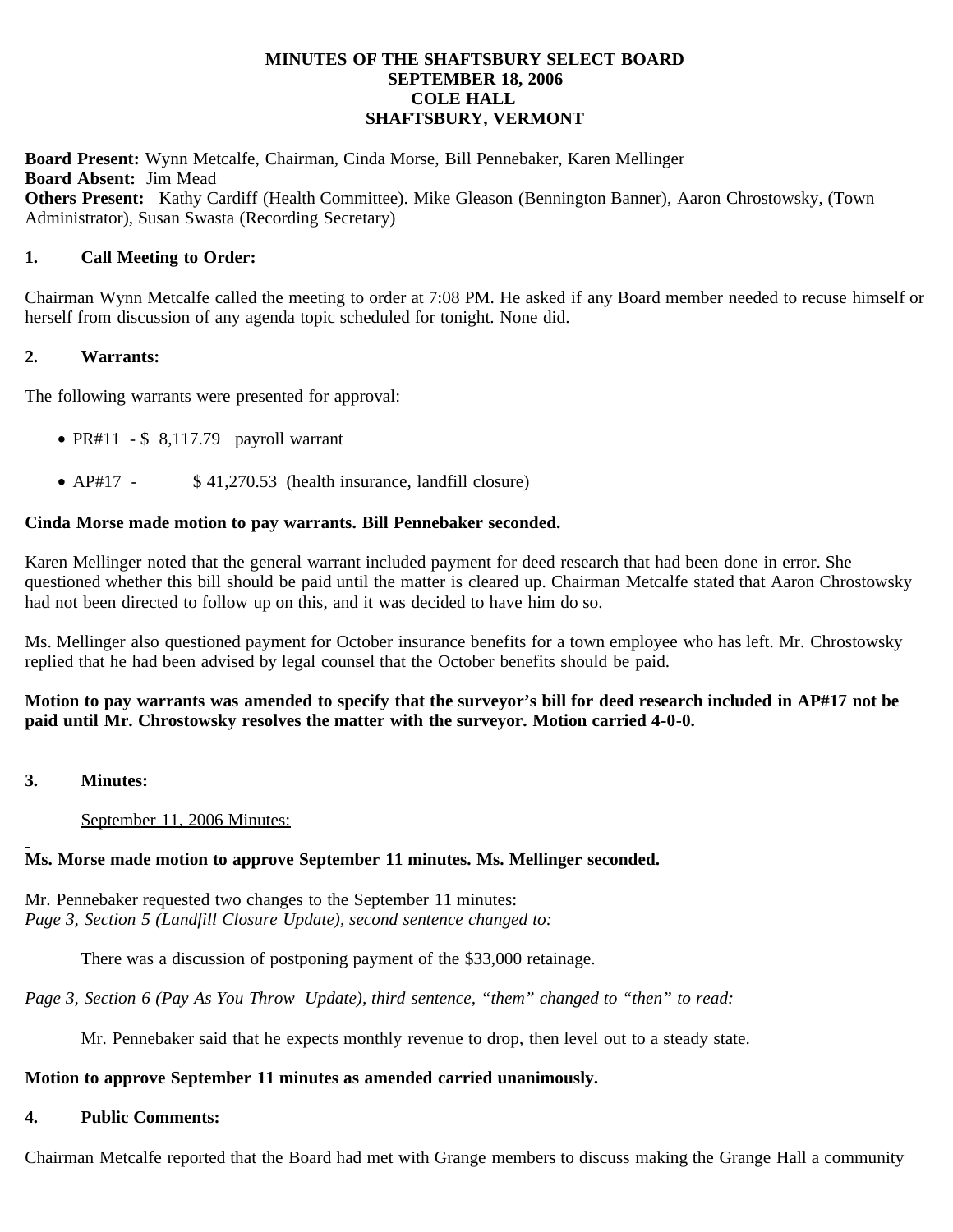# MINUTES OF THE SHAFTSBURY SELECT BOARD
## SEPTEMBER 18, 2006
## COLE HALL
## SHAFTSBURY, VERMONT

**Board Present:** Wynn Metcalfe, Chairman, Cinda Morse, Bill Pennebaker, Karen Mellinger
**Board Absent:** Jim Mead
**Others Present:** Kathy Cardiff (Health Committee). Mike Gleason (Bennington Banner), Aaron Chrostowsky, (Town Administrator), Susan Swasta (Recording Secretary)

### 1. Call Meeting to Order:

Chairman Wynn Metcalfe called the meeting to order at 7:08 PM. He asked if any Board member needed to recuse himself or herself from discussion of any agenda topic scheduled for tonight. None did.

### 2. Warrants:

The following warrants were presented for approval:

- PR#11 - $ 8,117.79 payroll warrant
- AP#17 - $ 41,270.53 (health insurance, landfill closure)

**Cinda Morse made motion to pay warrants. Bill Pennebaker seconded.**

Karen Mellinger noted that the general warrant included payment for deed research that had been done in error. She questioned whether this bill should be paid until the matter is cleared up. Chairman Metcalfe stated that Aaron Chrostowsky had not been directed to follow up on this, and it was decided to have him do so.

Ms. Mellinger also questioned payment for October insurance benefits for a town employee who has left. Mr. Chrostowsky replied that he had been advised by legal counsel that the October benefits should be paid.

**Motion to pay warrants was amended to specify that the surveyor's bill for deed research included in AP#17 not be paid until Mr. Chrostowsky resolves the matter with the surveyor. Motion carried 4-0-0.**

### 3. Minutes:

September 11, 2006 Minutes:

**Ms. Morse made motion to approve September 11 minutes. Ms. Mellinger seconded.**

Mr. Pennebaker requested two changes to the September 11 minutes:
*Page 3, Section 5 (Landfill Closure Update), second sentence changed to:*

There was a discussion of postponing payment of the $33,000 retainage.

*Page 3, Section 6 (Pay As You Throw Update), third sentence, "them" changed to "then" to read:*

Mr. Pennebaker said that he expects monthly revenue to drop, then level out to a steady state.

**Motion to approve September 11 minutes as amended carried unanimously.**

### 4. Public Comments:

Chairman Metcalfe reported that the Board had met with Grange members to discuss making the Grange Hall a community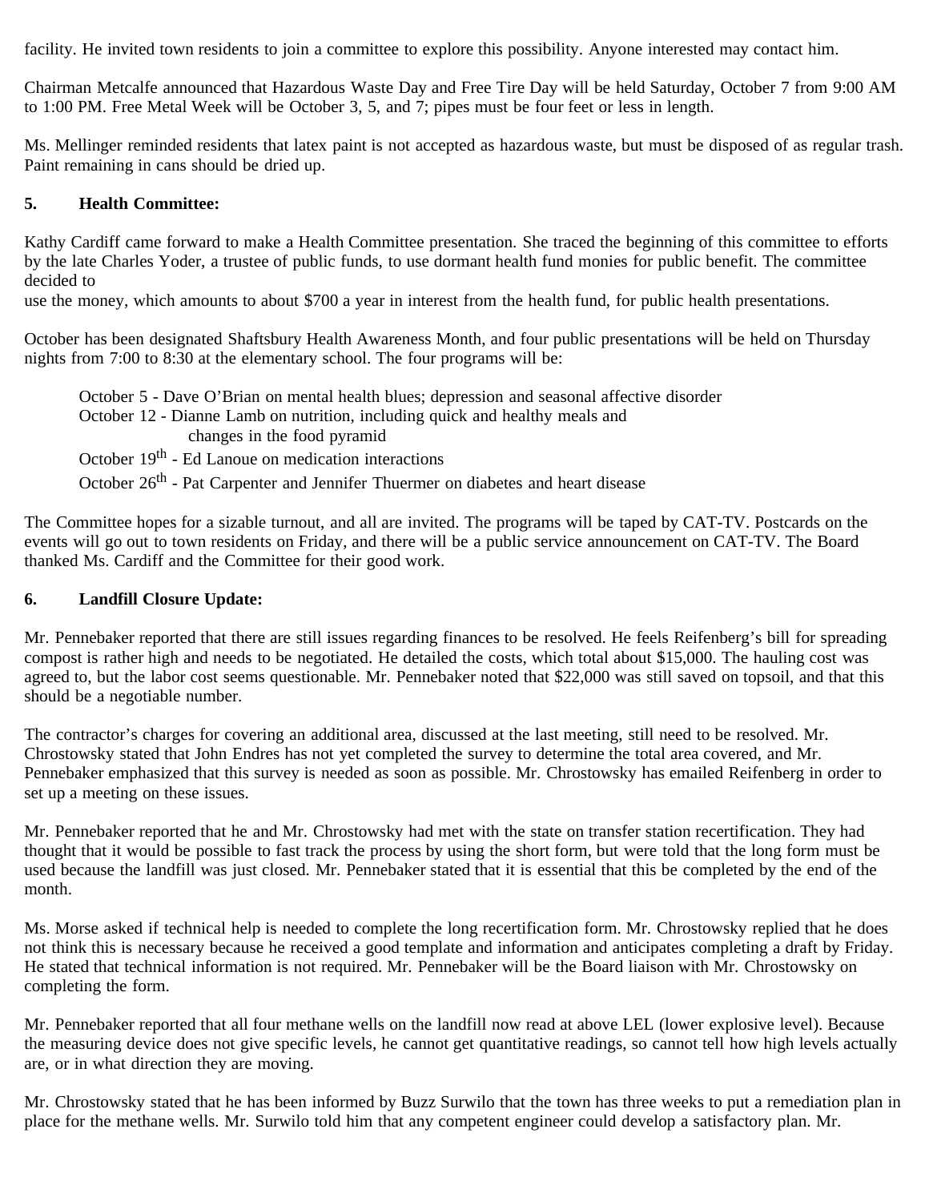facility. He invited town residents to join a committee to explore this possibility. Anyone interested may contact him.

Chairman Metcalfe announced that Hazardous Waste Day and Free Tire Day will be held Saturday, October 7 from 9:00 AM to 1:00 PM. Free Metal Week will be October 3, 5, and 7; pipes must be four feet or less in length.

Ms. Mellinger reminded residents that latex paint is not accepted as hazardous waste, but must be disposed of as regular trash. Paint remaining in cans should be dried up.

**5. Health Committee:**

Kathy Cardiff came forward to make a Health Committee presentation. She traced the beginning of this committee to efforts by the late Charles Yoder, a trustee of public funds, to use dormant health fund monies for public benefit. The committee decided to
use the money, which amounts to about $700 a year in interest from the health fund, for public health presentations.

October has been designated Shaftsbury Health Awareness Month, and four public presentations will be held on Thursday nights from 7:00 to 8:30 at the elementary school. The four programs will be:

October 5 - Dave O'Brian on mental health blues; depression and seasonal affective disorder
October 12 - Dianne Lamb on nutrition, including quick and healthy meals and changes in the food pyramid
October 19th - Ed Lanoue on medication interactions
October 26th - Pat Carpenter and Jennifer Thuermer on diabetes and heart disease

The Committee hopes for a sizable turnout, and all are invited. The programs will be taped by CAT-TV. Postcards on the events will go out to town residents on Friday, and there will be a public service announcement on CAT-TV. The Board thanked Ms. Cardiff and the Committee for their good work.

**6. Landfill Closure Update:**

Mr. Pennebaker reported that there are still issues regarding finances to be resolved. He feels Reifenberg's bill for spreading compost is rather high and needs to be negotiated. He detailed the costs, which total about $15,000. The hauling cost was agreed to, but the labor cost seems questionable. Mr. Pennebaker noted that $22,000 was still saved on topsoil, and that this should be a negotiable number.

The contractor's charges for covering an additional area, discussed at the last meeting, still need to be resolved. Mr. Chrostowsky stated that John Endres has not yet completed the survey to determine the total area covered, and Mr. Pennebaker emphasized that this survey is needed as soon as possible. Mr. Chrostowsky has emailed Reifenberg in order to set up a meeting on these issues.

Mr. Pennebaker reported that he and Mr. Chrostowsky had met with the state on transfer station recertification. They had thought that it would be possible to fast track the process by using the short form, but were told that the long form must be used because the landfill was just closed. Mr. Pennebaker stated that it is essential that this be completed by the end of the month.

Ms. Morse asked if technical help is needed to complete the long recertification form. Mr. Chrostowsky replied that he does not think this is necessary because he received a good template and information and anticipates completing a draft by Friday. He stated that technical information is not required. Mr. Pennebaker will be the Board liaison with Mr. Chrostowsky on completing the form.

Mr. Pennebaker reported that all four methane wells on the landfill now read at above LEL (lower explosive level). Because the measuring device does not give specific levels, he cannot get quantitative readings, so cannot tell how high levels actually are, or in what direction they are moving.

Mr. Chrostowsky stated that he has been informed by Buzz Surwilo that the town has three weeks to put a remediation plan in place for the methane wells. Mr. Surwilo told him that any competent engineer could develop a satisfactory plan. Mr.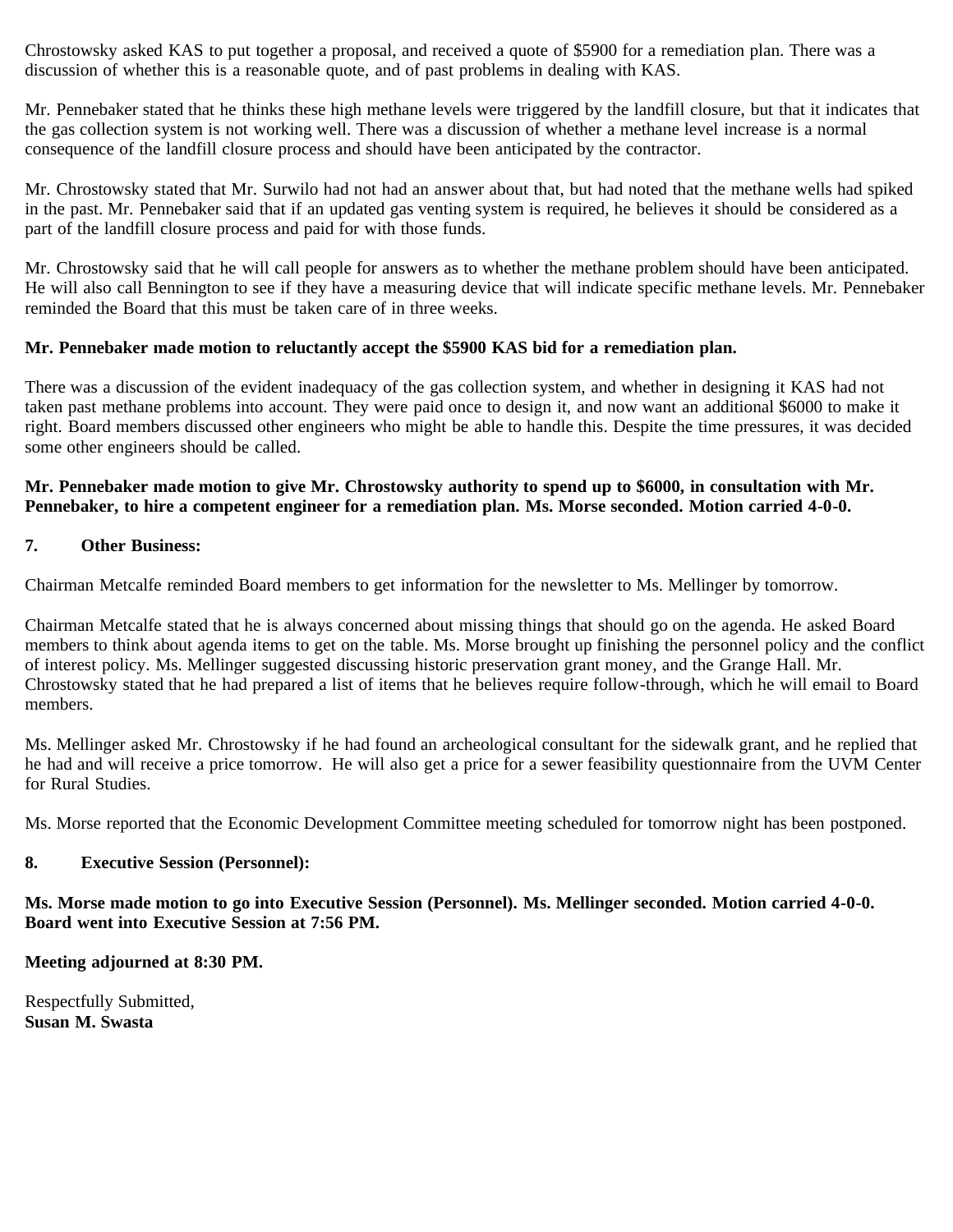Chrostowsky asked KAS to put together a proposal, and received a quote of $5900 for a remediation plan. There was a discussion of whether this is a reasonable quote, and of past problems in dealing with KAS.

Mr. Pennebaker stated that he thinks these high methane levels were triggered by the landfill closure, but that it indicates that the gas collection system is not working well. There was a discussion of whether a methane level increase is a normal consequence of the landfill closure process and should have been anticipated by the contractor.

Mr. Chrostowsky stated that Mr. Surwilo had not had an answer about that, but had noted that the methane wells had spiked in the past. Mr. Pennebaker said that if an updated gas venting system is required, he believes it should be considered as a part of the landfill closure process and paid for with those funds.

Mr. Chrostowsky said that he will call people for answers as to whether the methane problem should have been anticipated. He will also call Bennington to see if they have a measuring device that will indicate specific methane levels. Mr. Pennebaker reminded the Board that this must be taken care of in three weeks.

**Mr. Pennebaker made motion to reluctantly accept the $5900 KAS bid for a remediation plan.**

There was a discussion of the evident inadequacy of the gas collection system, and whether in designing it KAS had not taken past methane problems into account. They were paid once to design it, and now want an additional $6000 to make it right. Board members discussed other engineers who might be able to handle this. Despite the time pressures, it was decided some other engineers should be called.

**Mr. Pennebaker made motion to give Mr. Chrostowsky authority to spend up to $6000, in consultation with Mr. Pennebaker, to hire a competent engineer for a remediation plan. Ms. Morse seconded. Motion carried 4-0-0.**

**7. Other Business:**

Chairman Metcalfe reminded Board members to get information for the newsletter to Ms. Mellinger by tomorrow.

Chairman Metcalfe stated that he is always concerned about missing things that should go on the agenda. He asked Board members to think about agenda items to get on the table. Ms. Morse brought up finishing the personnel policy and the conflict of interest policy. Ms. Mellinger suggested discussing historic preservation grant money, and the Grange Hall. Mr. Chrostowsky stated that he had prepared a list of items that he believes require follow-through, which he will email to Board members.

Ms. Mellinger asked Mr. Chrostowsky if he had found an archeological consultant for the sidewalk grant, and he replied that he had and will receive a price tomorrow. He will also get a price for a sewer feasibility questionnaire from the UVM Center for Rural Studies.

Ms. Morse reported that the Economic Development Committee meeting scheduled for tomorrow night has been postponed.

**8. Executive Session (Personnel):**

**Ms. Morse made motion to go into Executive Session (Personnel). Ms. Mellinger seconded. Motion carried 4-0-0. Board went into Executive Session at 7:56 PM.**

**Meeting adjourned at 8:30 PM.**

Respectfully Submitted,
**Susan M. Swasta**